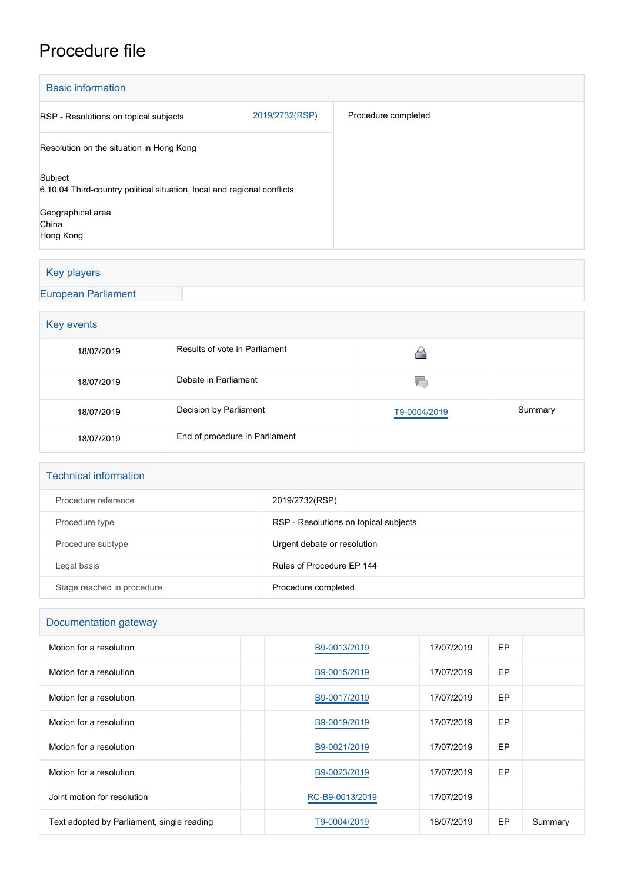# Procedure file

## Basic information

| | | |
|---|---|---|
| RSP - Resolutions on topical subjects | 2019/2732(RSP) | Procedure completed |
| Resolution on the situation in Hong Kong<br><br>Subject<br>6.10.04 Third-country political situation, local and regional conflicts<br><br>Geographical area<br>China<br>Hong Kong | | |

## Key players

European Parliament

## Key events

| | | | |
|---|---|---|---|
| 18/07/2019 | Results of vote in Parliament | | |
| 18/07/2019 | Debate in Parliament | | |
| 18/07/2019 | Decision by Parliament | T9-0004/2019 | Summary |
| 18/07/2019 | End of procedure in Parliament | | |

## Technical information

| | |
|---|---|
| Procedure reference | 2019/2732(RSP) |
| Procedure type | RSP - Resolutions on topical subjects |
| Procedure subtype | Urgent debate or resolution |
| Legal basis | Rules of Procedure EP 144 |
| Stage reached in procedure | Procedure completed |

## Documentation gateway

| | | | | | |
|---|---|---|---|---|---|
| Motion for a resolution | | B9-0013/2019 | 17/07/2019 | EP | |
| Motion for a resolution | | B9-0015/2019 | 17/07/2019 | EP | |
| Motion for a resolution | | B9-0017/2019 | 17/07/2019 | EP | |
| Motion for a resolution | | B9-0019/2019 | 17/07/2019 | EP | |
| Motion for a resolution | | B9-0021/2019 | 17/07/2019 | EP | |
| Motion for a resolution | | B9-0023/2019 | 17/07/2019 | EP | |
| Joint motion for resolution | | RC-B9-0013/2019 | 17/07/2019 | | |
| Text adopted by Parliament, single reading | | T9-0004/2019 | 18/07/2019 | EP | Summary |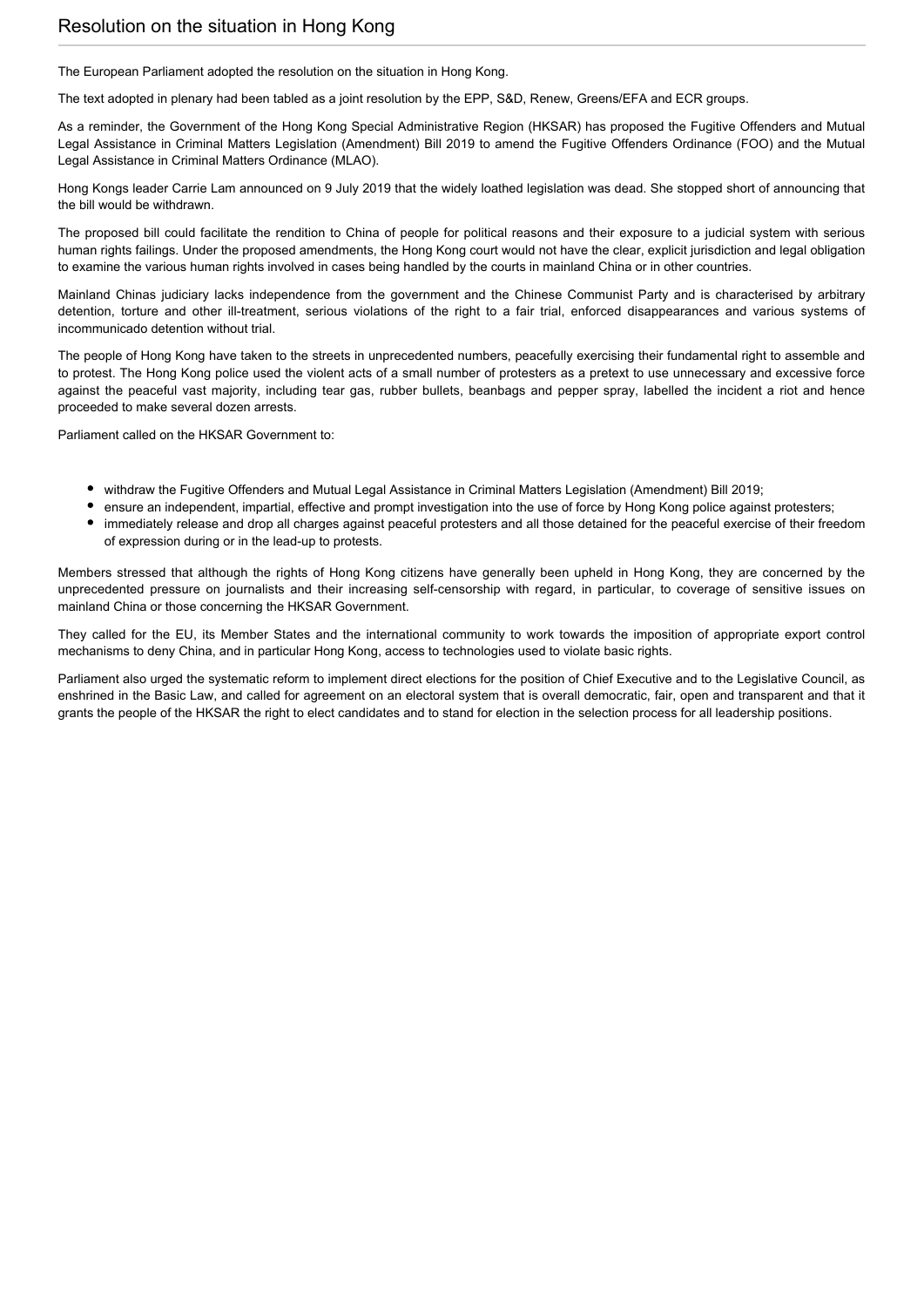# Resolution on the situation in Hong Kong

The European Parliament adopted the resolution on the situation in Hong Kong.

The text adopted in plenary had been tabled as a joint resolution by the EPP, S&D, Renew, Greens/EFA and ECR groups.

As a reminder, the Government of the Hong Kong Special Administrative Region (HKSAR) has proposed the Fugitive Offenders and Mutual Legal Assistance in Criminal Matters Legislation (Amendment) Bill 2019 to amend the Fugitive Offenders Ordinance (FOO) and the Mutual Legal Assistance in Criminal Matters Ordinance (MLAO).

Hong Kongs leader Carrie Lam announced on 9 July 2019 that the widely loathed legislation was dead. She stopped short of announcing that the bill would be withdrawn.

The proposed bill could facilitate the rendition to China of people for political reasons and their exposure to a judicial system with serious human rights failings. Under the proposed amendments, the Hong Kong court would not have the clear, explicit jurisdiction and legal obligation to examine the various human rights involved in cases being handled by the courts in mainland China or in other countries.

Mainland Chinas judiciary lacks independence from the government and the Chinese Communist Party and is characterised by arbitrary detention, torture and other ill-treatment, serious violations of the right to a fair trial, enforced disappearances and various systems of incommunicado detention without trial.

The people of Hong Kong have taken to the streets in unprecedented numbers, peacefully exercising their fundamental right to assemble and to protest. The Hong Kong police used the violent acts of a small number of protesters as a pretext to use unnecessary and excessive force against the peaceful vast majority, including tear gas, rubber bullets, beanbags and pepper spray, labelled the incident a riot and hence proceeded to make several dozen arrests.

Parliament called on the HKSAR Government to:

- withdraw the Fugitive Offenders and Mutual Legal Assistance in Criminal Matters Legislation (Amendment) Bill 2019;
- ensure an independent, impartial, effective and prompt investigation into the use of force by Hong Kong police against protesters;
- immediately release and drop all charges against peaceful protesters and all those detained for the peaceful exercise of their freedom of expression during or in the lead-up to protests.

Members stressed that although the rights of Hong Kong citizens have generally been upheld in Hong Kong, they are concerned by the unprecedented pressure on journalists and their increasing self-censorship with regard, in particular, to coverage of sensitive issues on mainland China or those concerning the HKSAR Government.

They called for the EU, its Member States and the international community to work towards the imposition of appropriate export control mechanisms to deny China, and in particular Hong Kong, access to technologies used to violate basic rights.

Parliament also urged the systematic reform to implement direct elections for the position of Chief Executive and to the Legislative Council, as enshrined in the Basic Law, and called for agreement on an electoral system that is overall democratic, fair, open and transparent and that it grants the people of the HKSAR the right to elect candidates and to stand for election in the selection process for all leadership positions.